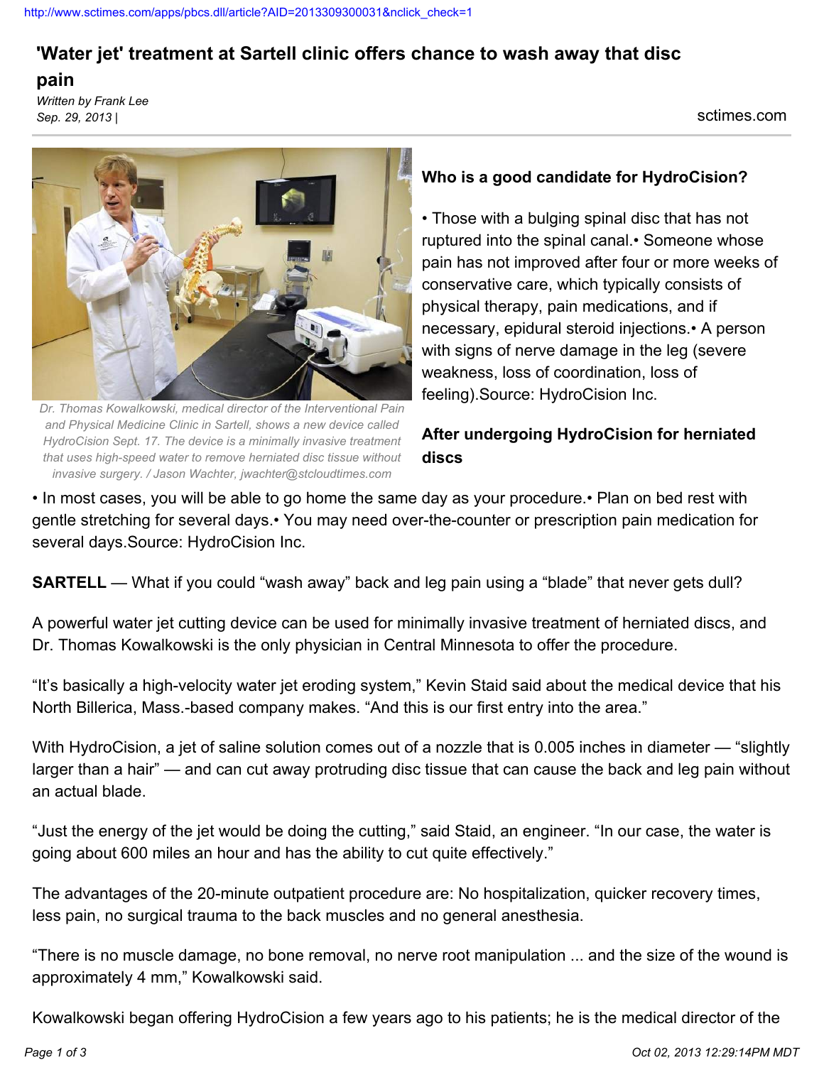http://www.sctimes.com/apps/pbcs.dll/article?AID=2013309300031&nclick_check=1

# 'Water jet' treatment at Sartell clinic offers chance to wash away that disc pain

*Written by Frank Lee*
*Sep. 29, 2013 |*

sctimes.com

*Dr. Thomas Kowalkowski, medical director of the Interventional Pain and Physical Medicine Clinic in Sartell, shows a new device called HydroCision Sept. 17. The device is a minimally invasive treatment that uses high-speed water to remove herniated disc tissue without invasive surgery. / Jason Wachter, jwachter@stcloudtimes.com*

### Who is a good candidate for HydroCision?

• Those with a bulging spinal disc that has not ruptured into the spinal canal.• Someone whose pain has not improved after four or more weeks of conservative care, which typically consists of physical therapy, pain medications, and if necessary, epidural steroid injections.• A person with signs of nerve damage in the leg (severe weakness, loss of coordination, loss of feeling).Source: HydroCision Inc.

### After undergoing HydroCision for herniated discs

• In most cases, you will be able to go home the same day as your procedure.• Plan on bed rest with gentle stretching for several days.• You may need over-the-counter or prescription pain medication for several days.Source: HydroCision Inc.

**SARTELL** — What if you could "wash away" back and leg pain using a "blade" that never gets dull?

A powerful water jet cutting device can be used for minimally invasive treatment of herniated discs, and Dr. Thomas Kowalkowski is the only physician in Central Minnesota to offer the procedure.

"It's basically a high-velocity water jet eroding system," Kevin Staid said about the medical device that his North Billerica, Mass.-based company makes. "And this is our first entry into the area."

With HydroCision, a jet of saline solution comes out of a nozzle that is 0.005 inches in diameter — "slightly larger than a hair" — and can cut away protruding disc tissue that can cause the back and leg pain without an actual blade.

"Just the energy of the jet would be doing the cutting," said Staid, an engineer. "In our case, the water is going about 600 miles an hour and has the ability to cut quite effectively."

The advantages of the 20-minute outpatient procedure are: No hospitalization, quicker recovery times, less pain, no surgical trauma to the back muscles and no general anesthesia.

"There is no muscle damage, no bone removal, no nerve root manipulation ... and the size of the wound is approximately 4 mm," Kowalkowski said.

Kowalkowski began offering HydroCision a few years ago to his patients; he is the medical director of the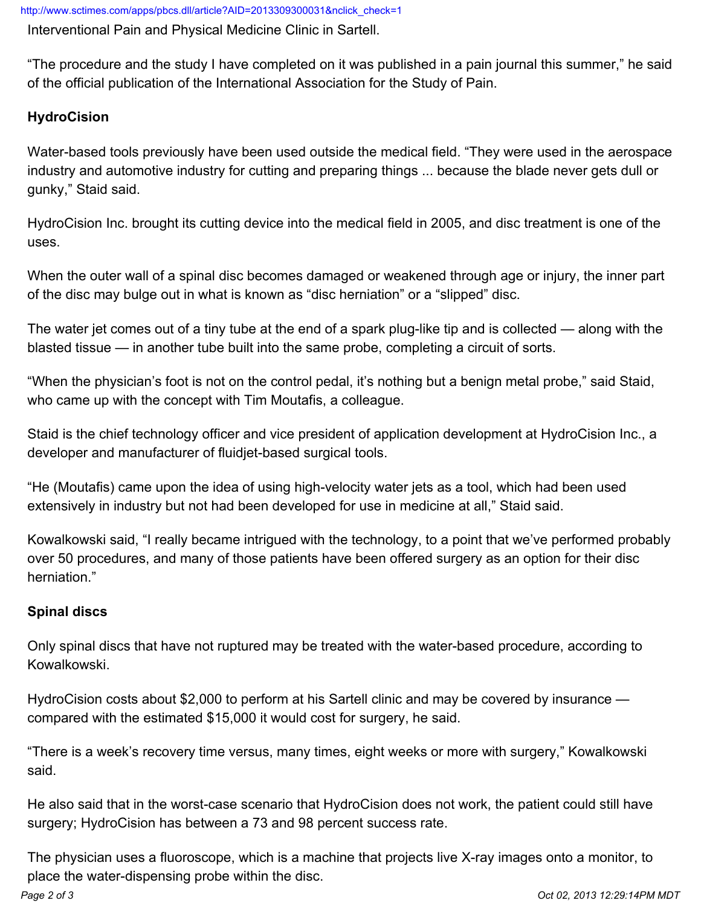Interventional Pain and Physical Medicine Clinic in Sartell.

"The procedure and the study I have completed on it was published in a pain journal this summer," he said of the official publication of the International Association for the Study of Pain.

**HydroCision**

Water-based tools previously have been used outside the medical field. "They were used in the aerospace industry and automotive industry for cutting and preparing things ... because the blade never gets dull or gunky," Staid said.

HydroCision Inc. brought its cutting device into the medical field in 2005, and disc treatment is one of the uses.

When the outer wall of a spinal disc becomes damaged or weakened through age or injury, the inner part of the disc may bulge out in what is known as "disc herniation" or a "slipped" disc.

The water jet comes out of a tiny tube at the end of a spark plug-like tip and is collected — along with the blasted tissue — in another tube built into the same probe, completing a circuit of sorts.

"When the physician's foot is not on the control pedal, it's nothing but a benign metal probe," said Staid, who came up with the concept with Tim Moutafis, a colleague.

Staid is the chief technology officer and vice president of application development at HydroCision Inc., a developer and manufacturer of fluidjet-based surgical tools.

"He (Moutafis) came upon the idea of using high-velocity water jets as a tool, which had been used extensively in industry but not had been developed for use in medicine at all," Staid said.

Kowalkowski said, "I really became intrigued with the technology, to a point that we've performed probably over 50 procedures, and many of those patients have been offered surgery as an option for their disc herniation."

**Spinal discs**

Only spinal discs that have not ruptured may be treated with the water-based procedure, according to Kowalkowski.

HydroCision costs about $2,000 to perform at his Sartell clinic and may be covered by insurance — compared with the estimated $15,000 it would cost for surgery, he said.

"There is a week's recovery time versus, many times, eight weeks or more with surgery," Kowalkowski said.

He also said that in the worst-case scenario that HydroCision does not work, the patient could still have surgery; HydroCision has between a 73 and 98 percent success rate.

The physician uses a fluoroscope, which is a machine that projects live X-ray images onto a monitor, to place the water-dispensing probe within the disc.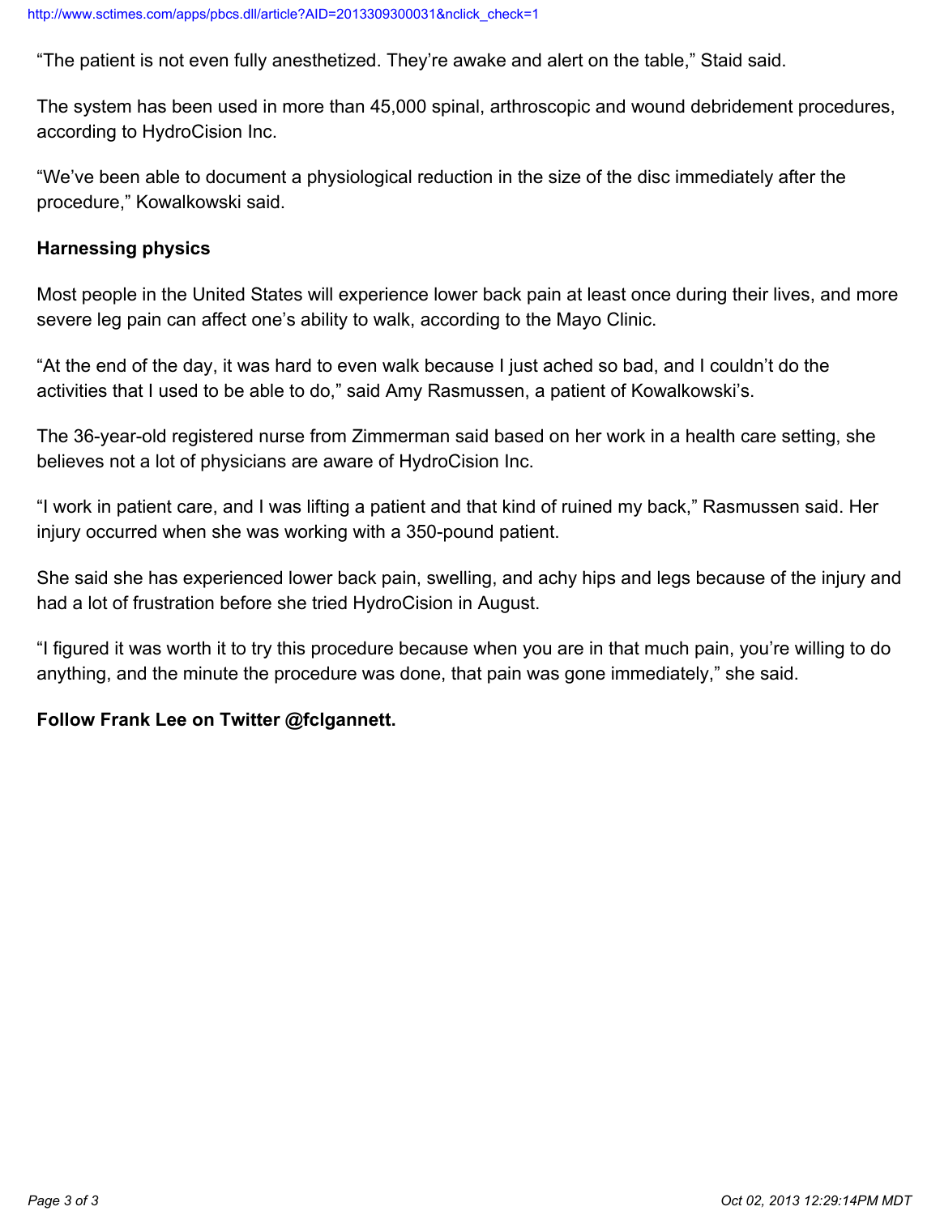“The patient is not even fully anesthetized. They’re awake and alert on the table,” Staid said.

The system has been used in more than 45,000 spinal, arthroscopic and wound debridement procedures, according to HydroCision Inc.

“We’ve been able to document a physiological reduction in the size of the disc immediately after the procedure,” Kowalkowski said.

**Harnessing physics**

Most people in the United States will experience lower back pain at least once during their lives, and more severe leg pain can affect one’s ability to walk, according to the Mayo Clinic.

“At the end of the day, it was hard to even walk because I just ached so bad, and I couldn’t do the activities that I used to be able to do,” said Amy Rasmussen, a patient of Kowalkowski’s.

The 36-year-old registered nurse from Zimmerman said based on her work in a health care setting, she believes not a lot of physicians are aware of HydroCision Inc.

“I work in patient care, and I was lifting a patient and that kind of ruined my back,” Rasmussen said. Her injury occurred when she was working with a 350-pound patient.

She said she has experienced lower back pain, swelling, and achy hips and legs because of the injury and had a lot of frustration before she tried HydroCision in August.

“I figured it was worth it to try this procedure because when you are in that much pain, you’re willing to do anything, and the minute the procedure was done, that pain was gone immediately,” she said.

**Follow Frank Lee on Twitter @fclgannett.**